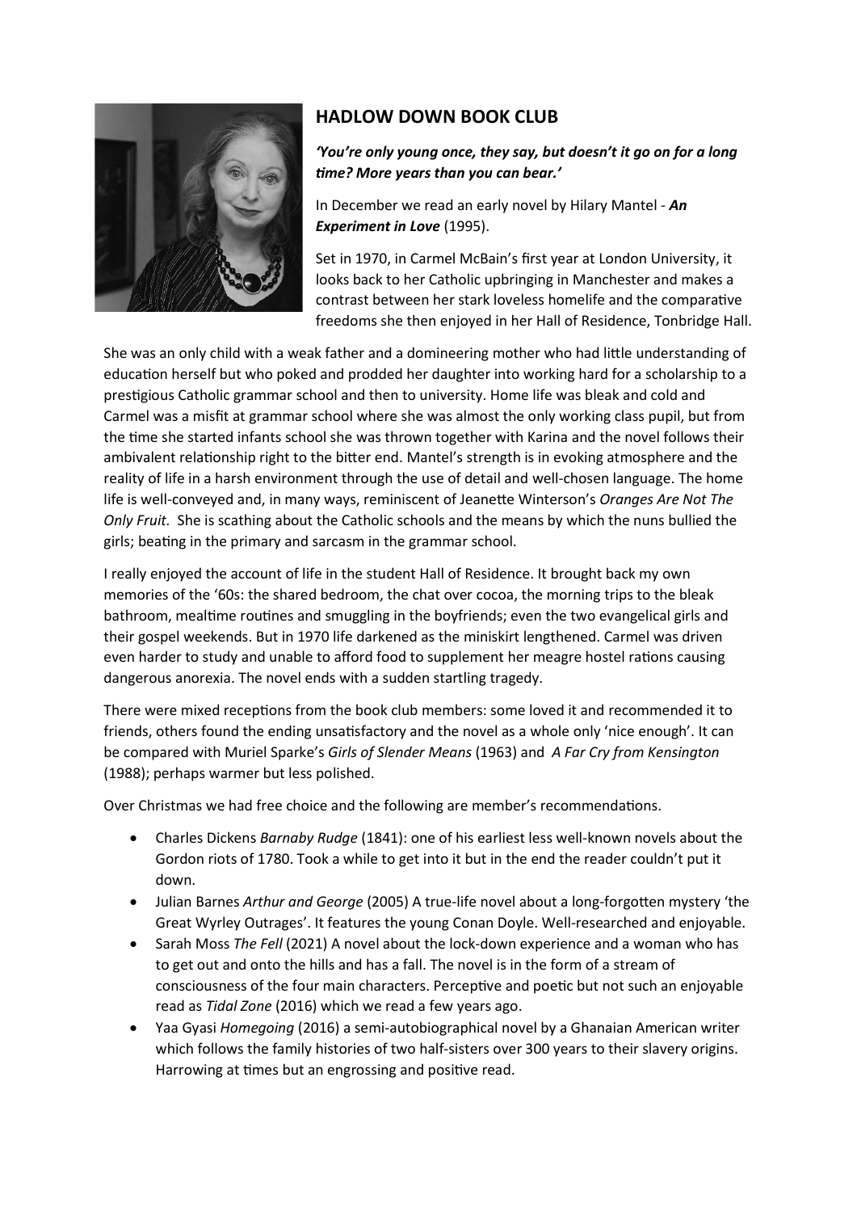## HADLOW DOWN BOOK CLUB

***'You're only young once, they say, but doesn't it go on for a long time? More years than you can bear.'***

In December we read an early novel by Hilary Mantel - ***An Experiment in Love*** (1995).

Set in 1970, in Carmel McBain's first year at London University, it looks back to her Catholic upbringing in Manchester and makes a contrast between her stark loveless homelife and the comparative freedoms she then enjoyed in her Hall of Residence, Tonbridge Hall.

She was an only child with a weak father and a domineering mother who had little understanding of education herself but who poked and prodded her daughter into working hard for a scholarship to a prestigious Catholic grammar school and then to university. Home life was bleak and cold and Carmel was a misfit at grammar school where she was almost the only working class pupil, but from the time she started infants school she was thrown together with Karina and the novel follows their ambivalent relationship right to the bitter end. Mantel's strength is in evoking atmosphere and the reality of life in a harsh environment through the use of detail and well-chosen language. The home life is well-conveyed and, in many ways, reminiscent of Jeanette Winterson's *Oranges Are Not The Only Fruit.* She is scathing about the Catholic schools and the means by which the nuns bullied the girls; beating in the primary and sarcasm in the grammar school.

I really enjoyed the account of life in the student Hall of Residence. It brought back my own memories of the '60s: the shared bedroom, the chat over cocoa, the morning trips to the bleak bathroom, mealtime routines and smuggling in the boyfriends; even the two evangelical girls and their gospel weekends. But in 1970 life darkened as the miniskirt lengthened. Carmel was driven even harder to study and unable to afford food to supplement her meagre hostel rations causing dangerous anorexia. The novel ends with a sudden startling tragedy.

There were mixed receptions from the book club members: some loved it and recommended it to friends, others found the ending unsatisfactory and the novel as a whole only 'nice enough'. It can be compared with Muriel Sparke's *Girls of Slender Means* (1963) and *A Far Cry from Kensington* (1988); perhaps warmer but less polished.

Over Christmas we had free choice and the following are member's recommendations.

- Charles Dickens *Barnaby Rudge* (1841): one of his earliest less well-known novels about the Gordon riots of 1780. Took a while to get into it but in the end the reader couldn't put it down.
- Julian Barnes *Arthur and George* (2005) A true-life novel about a long-forgotten mystery 'the Great Wyrley Outrages'. It features the young Conan Doyle. Well-researched and enjoyable.
- Sarah Moss *The Fell* (2021) A novel about the lock-down experience and a woman who has to get out and onto the hills and has a fall. The novel is in the form of a stream of consciousness of the four main characters. Perceptive and poetic but not such an enjoyable read as *Tidal Zone* (2016) which we read a few years ago.
- Yaa Gyasi *Homegoing* (2016) a semi-autobiographical novel by a Ghanaian American writer which follows the family histories of two half-sisters over 300 years to their slavery origins. Harrowing at times but an engrossing and positive read.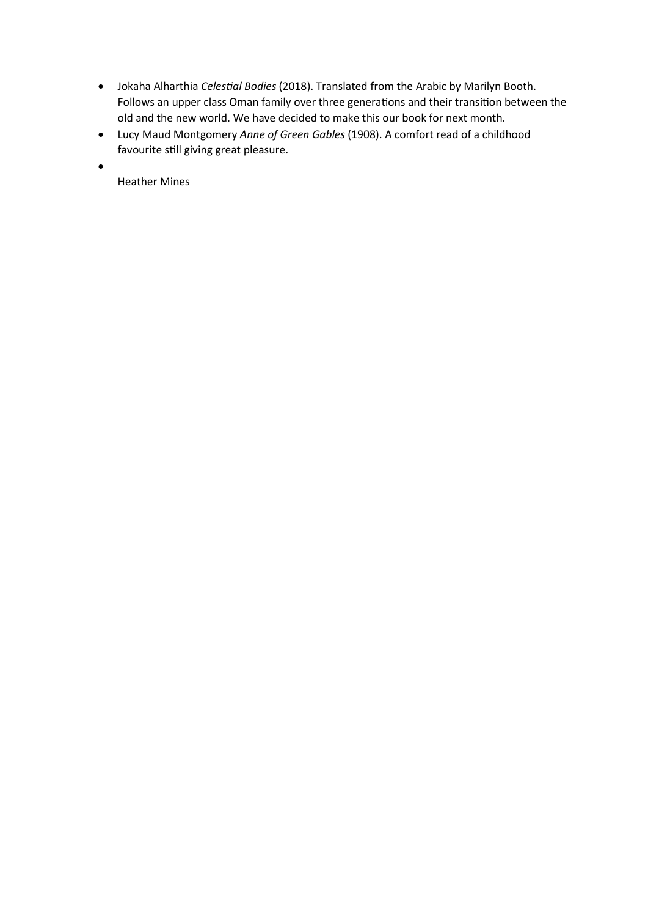- Jokaha Alharthia *Celestial Bodies* (2018). Translated from the Arabic by Marilyn Booth. Follows an upper class Oman family over three generations and their transition between the old and the new world. We have decided to make this our book for next month.
- Lucy Maud Montgomery *Anne of Green Gables* (1908). A comfort read of a childhood favourite still giving great pleasure.
- 

Heather Mines